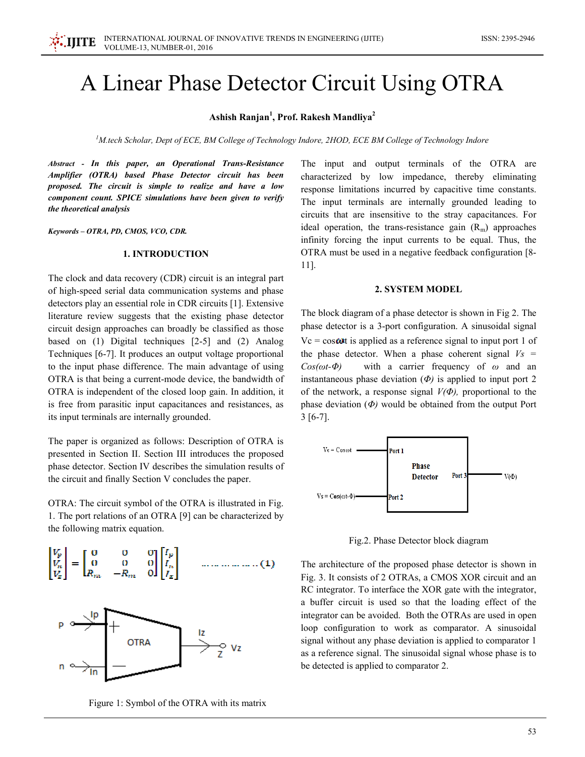# A Linear Phase Detector Circuit Using OTRA

**Ashish Ranjan[1], Prof. Rakesh Mandliya[2]**

*[1]M.tech Scholar, Dept of ECE, BM College of Technology Indore, 2HOD, ECE BM College of Technology Indore*

***Abstract - In this paper, an Operational Trans-Resistance Amplifier (OTRA) based Phase Detector circuit has been proposed. The circuit is simple to realize and have a low component count. SPICE simulations have been given to verify the theoretical analysis***

***Keywords – OTRA, PD, CMOS, VCO, CDR.***

## 1. INTRODUCTION

The clock and data recovery (CDR) circuit is an integral part of high-speed serial data communication systems and phase detectors play an essential role in CDR circuits [1]. Extensive literature review suggests that the existing phase detector circuit design approaches can broadly be classified as those based on (1) Digital techniques [2-5] and (2) Analog Techniques [6-7]. It produces an output voltage proportional to the input phase difference. The main advantage of using OTRA is that being a current-mode device, the bandwidth of OTRA is independent of the closed loop gain. In addition, it is free from parasitic input capacitances and resistances, as its input terminals are internally grounded.

The paper is organized as follows: Description of OTRA is presented in Section II. Section III introduces the proposed phase detector. Section IV describes the simulation results of the circuit and finally Section V concludes the paper.

OTRA: The circuit symbol of the OTRA is illustrated in Fig. 1. The port relations of an OTRA [9] can be characterized by the following matrix equation.

$$\begin{bmatrix} V_p \\ V_n \\ V_z \end{bmatrix} = \begin{bmatrix} 0 & 0 & 0 \\ 0 & 0 & 0 \\ R_m & -R_m & 0 \end{bmatrix} \begin{bmatrix} I_p \\ I_n \\ I_z \end{bmatrix} \quad \ldots\ldots\ldots\ldots\ldots (1)$$

Figure 1: Symbol of the OTRA with its matrix

The input and output terminals of the OTRA are characterized by low impedance, thereby eliminating response limitations incurred by capacitive time constants. The input terminals are internally grounded leading to circuits that are insensitive to the stray capacitances. For ideal operation, the trans-resistance gain ($R_m$) approaches infinity forcing the input currents to be equal. Thus, the OTRA must be used in a negative feedback configuration [8-11].

## 2. SYSTEM MODEL

The block diagram of a phase detector is shown in Fig 2. The phase detector is a 3-port configuration. A sinusoidal signal Vc = cos$\omega$t is applied as a reference signal to input port 1 of the phase detector. When a phase coherent signal $V_s = Cos(\omega t\text{-}\Phi)$ with a carrier frequency of $\omega$ and an instantaneous phase deviation ($\Phi$) is applied to input port 2 of the network, a response signal $V(\Phi)$, proportional to the phase deviation ($\Phi$) would be obtained from the output Port 3 [6-7].

Fig.2. Phase Detector block diagram

The architecture of the proposed phase detector is shown in Fig. 3. It consists of 2 OTRAs, a CMOS XOR circuit and an RC integrator. To interface the XOR gate with the integrator, a buffer circuit is used so that the loading effect of the integrator can be avoided. Both the OTRAs are used in open loop configuration to work as comparator. A sinusoidal signal without any phase deviation is applied to comparator 1 as a reference signal. The sinusoidal signal whose phase is to be detected is applied to comparator 2.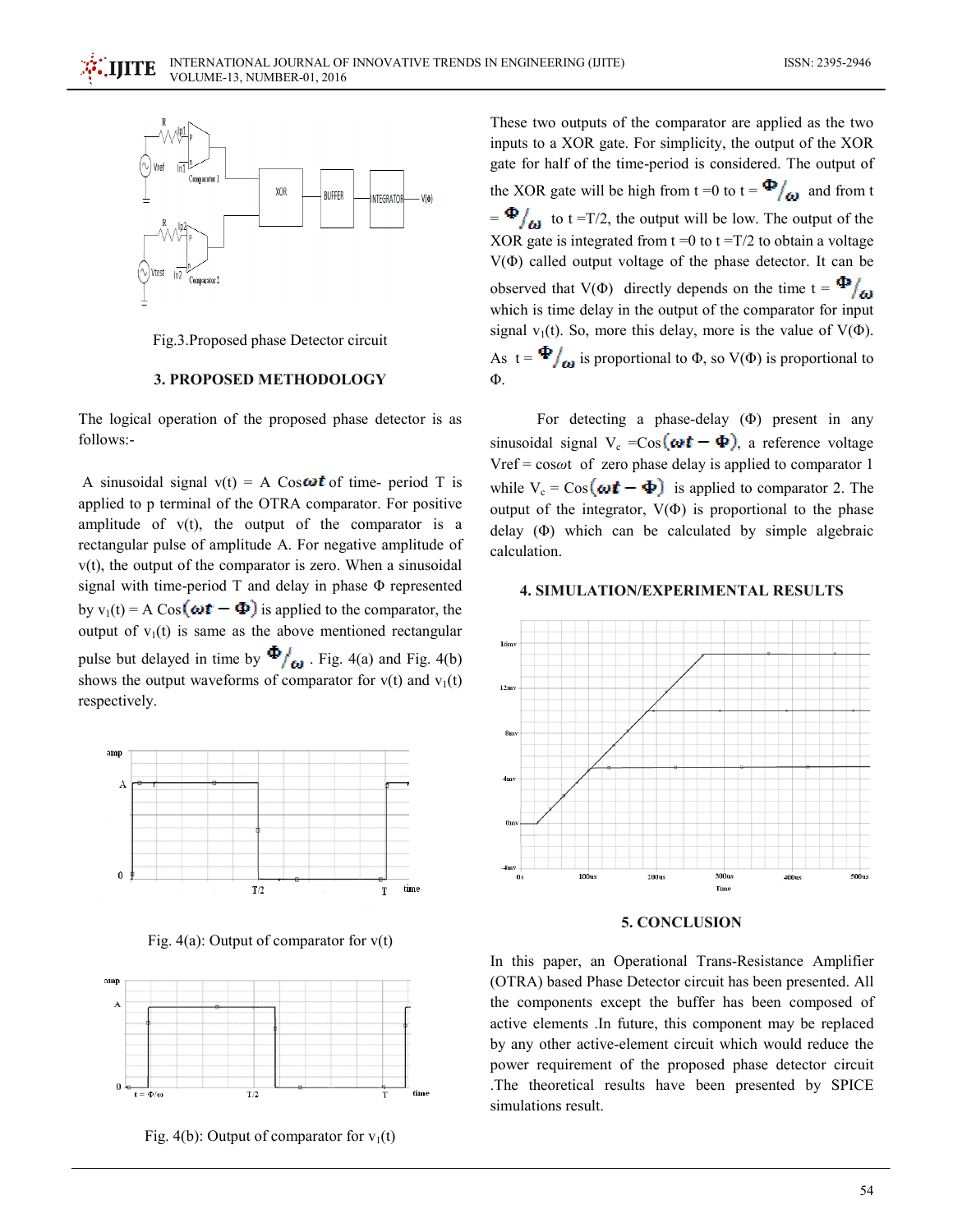Fig.3.Proposed phase Detector circuit

## 3. PROPOSED METHODOLOGY

The logical operation of the proposed phase detector is as follows:-

A sinusoidal signal $v(t) = A\ \mathrm{Cos}\,\omega t$ of time- period T is applied to p terminal of the OTRA comparator. For positive amplitude of v(t), the output of the comparator is a rectangular pulse of amplitude A. For negative amplitude of v(t), the output of the comparator is zero. When a sinusoidal signal with time-period T and delay in phase Φ represented by $v_1(t) = A\ \mathrm{Cos}(\omega t - \Phi)$ is applied to the comparator, the output of $v_1(t)$ is same as the above mentioned rectangular pulse but delayed in time by $\Phi/\omega$ . Fig. 4(a) and Fig. 4(b) shows the output waveforms of comparator for v(t) and $v_1(t)$ respectively.

Fig. 4(a): Output of comparator for v(t)

Fig. 4(b): Output of comparator for $v_1(t)$

These two outputs of the comparator are applied as the two inputs to a XOR gate. For simplicity, the output of the XOR gate for half of the time-period is considered. The output of the XOR gate will be high from t =0 to $t = \Phi/\omega$ and from $t = \Phi/\omega$ to t =T/2, the output will be low. The output of the XOR gate is integrated from t =0 to t =T/2 to obtain a voltage V(Φ) called output voltage of the phase detector. It can be observed that V(Φ) directly depends on the time $t = \Phi/\omega$ which is time delay in the output of the comparator for input signal $v_1(t)$. So, more this delay, more is the value of V(Φ). As $t = \Phi/\omega$ is proportional to Φ, so V(Φ) is proportional to Φ.

For detecting a phase-delay (Φ) present in any sinusoidal signal $V_c = \mathrm{Cos}(\omega t - \Phi)$, a reference voltage Vref = cos$\omega$t of zero phase delay is applied to comparator 1 while $V_c = \mathrm{Cos}(\omega t - \Phi)$ is applied to comparator 2. The output of the integrator, V(Φ) is proportional to the phase delay (Φ) which can be calculated by simple algebraic calculation.

## 4. SIMULATION/EXPERIMENTAL RESULTS

## 5. CONCLUSION

In this paper, an Operational Trans-Resistance Amplifier (OTRA) based Phase Detector circuit has been presented. All the components except the buffer has been composed of active elements .In future, this component may be replaced by any other active-element circuit which would reduce the power requirement of the proposed phase detector circuit .The theoretical results have been presented by SPICE simulations result.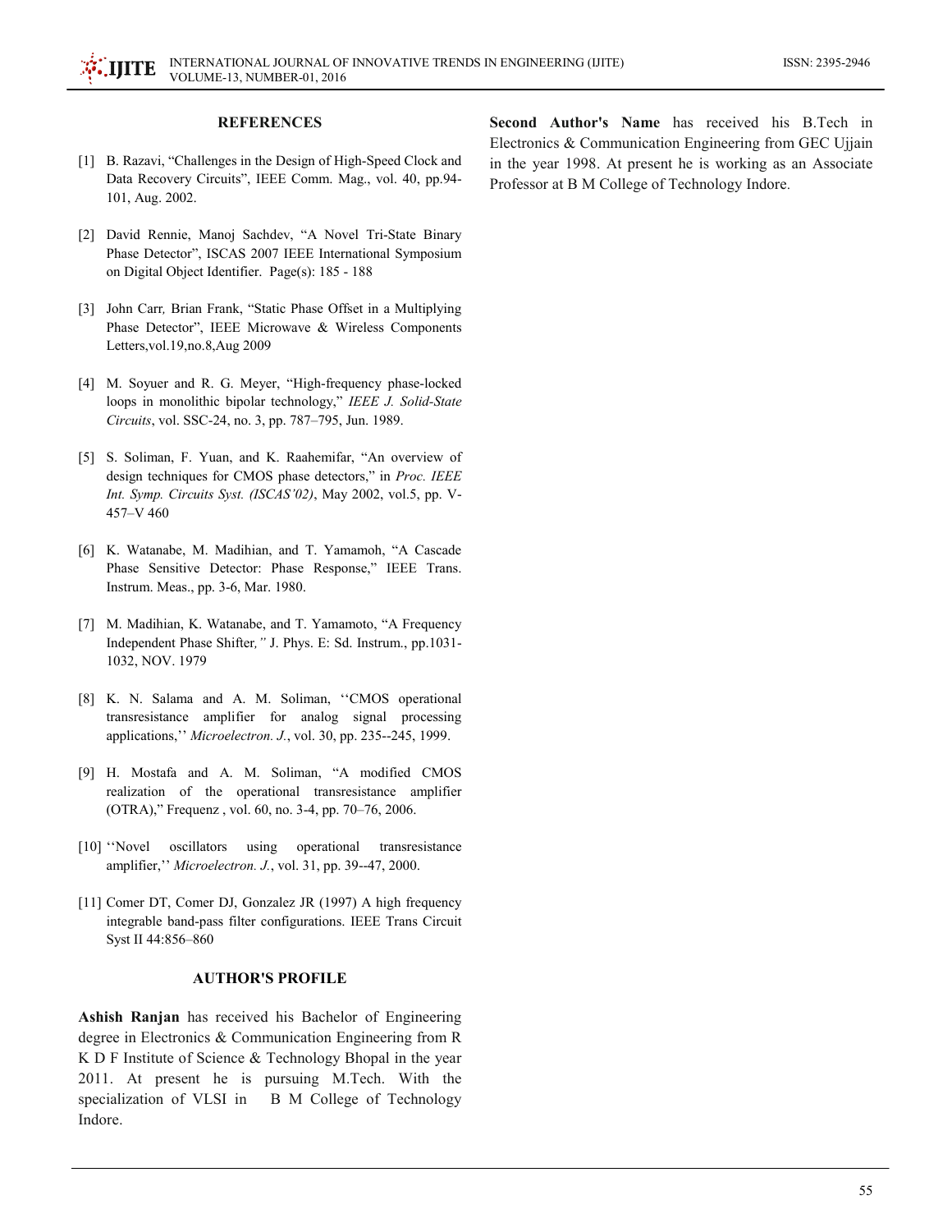## REFERENCES

[1] B. Razavi, "Challenges in the Design of High-Speed Clock and Data Recovery Circuits", IEEE Comm. Mag., vol. 40, pp.94-101, Aug. 2002.

[2] David Rennie, Manoj Sachdev, "A Novel Tri-State Binary Phase Detector", ISCAS 2007 IEEE International Symposium on Digital Object Identifier. Page(s): 185 - 188

[3] John Carr, Brian Frank, "Static Phase Offset in a Multiplying Phase Detector", IEEE Microwave & Wireless Components Letters,vol.19,no.8,Aug 2009

[4] M. Soyuer and R. G. Meyer, "High-frequency phase-locked loops in monolithic bipolar technology," *IEEE J. Solid-State Circuits*, vol. SSC-24, no. 3, pp. 787–795, Jun. 1989.

[5] S. Soliman, F. Yuan, and K. Raahemifar, "An overview of design techniques for CMOS phase detectors," in *Proc. IEEE Int. Symp. Circuits Syst. (ISCAS'02)*, May 2002, vol.5, pp. V-457–V 460

[6] K. Watanabe, M. Madihian, and T. Yamamoh, "A Cascade Phase Sensitive Detector: Phase Response," IEEE Trans. Instrum. Meas., pp. 3-6, Mar. 1980.

[7] M. Madihian, K. Watanabe, and T. Yamamoto, "A Frequency Independent Phase Shifter*,"* J. Phys. E: Sd. Instrum., pp.1031-1032, NOV. 1979

[8] K. N. Salama and A. M. Soliman, ''CMOS operational transresistance amplifier for analog signal processing applications,'' *Microelectron. J.*, vol. 30, pp. 235--245, 1999.

[9] H. Mostafa and A. M. Soliman, "A modified CMOS realization of the operational transresistance amplifier (OTRA)," Frequenz , vol. 60, no. 3-4, pp. 70–76, 2006.

[10] ''Novel oscillators using operational transresistance amplifier,'' *Microelectron. J.*, vol. 31, pp. 39--47, 2000.

[11] Comer DT, Comer DJ, Gonzalez JR (1997) A high frequency integrable band-pass filter configurations. IEEE Trans Circuit Syst II 44:856–860

## AUTHOR'S PROFILE

**Ashish Ranjan** has received his Bachelor of Engineering degree in Electronics & Communication Engineering from R K D F Institute of Science & Technology Bhopal in the year 2011. At present he is pursuing M.Tech. With the specialization of VLSI in B M College of Technology Indore.

**Second Author's Name** has received his B.Tech in Electronics & Communication Engineering from GEC Ujjain in the year 1998. At present he is working as an Associate Professor at B M College of Technology Indore.